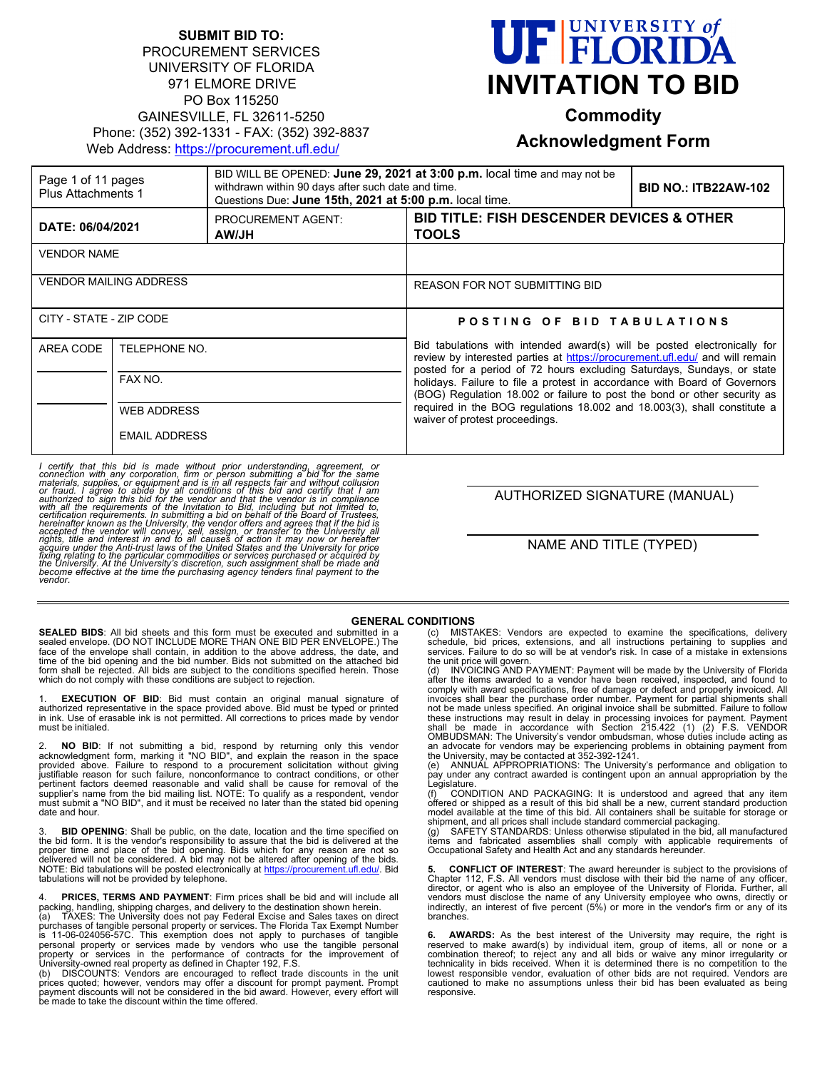**SUBMIT BID TO:**
PROCUREMENT SERVICES
UNIVERSITY OF FLORIDA
971 ELMORE DRIVE
PO Box 115250
GAINESVILLE, FL 32611-5250
Phone: (352) 392-1331 - FAX: (352) 392-8837
Web Address: https://procurement.ufl.edu/

# UF UNIVERSITY of FLORIDA
# INVITATION TO BID
## Commodity
## Acknowledgment Form

| Page 1 of 11 pages Plus Attachments 1 | BID WILL BE OPENED: **June 29, 2021 at 3:00 p.m.** local time and may not be withdrawn within 90 days after such date and time. Questions Due: **June 15th, 2021 at 5:00 p.m.** local time. | | **BID NO.: ITB22AW-102** |
|---|---|---|---|
| **DATE: 06/04/2021** | PROCUREMENT AGENT: **AW/JH** | **BID TITLE: FISH DESCENDER DEVICES & OTHER TOOLS** | |
| VENDOR NAME | | | |
| VENDOR MAILING ADDRESS | | REASON FOR NOT SUBMITTING BID | |
| CITY - STATE - ZIP CODE | | **POSTING OF BID TABULATIONS** | |
| AREA CODE | TELEPHONE NO. | Bid tabulations with intended award(s) will be posted electronically for review by interested parties at https://procurement.ufl.edu/ and will remain posted for a period of 72 hours excluding Saturdays, Sundays, or state holidays. Failure to file a protest in accordance with Board of Governors (BOG) Regulation 18.002 or failure to post the bond or other security as required in the BOG regulations 18.002 and 18.003(3), shall constitute a waiver of protest proceedings. | |
| | FAX NO. | | |
| | WEB ADDRESS | | |
| | EMAIL ADDRESS | | |

*I certify that this bid is made without prior understanding, agreement, or connection with any corporation, firm or person submitting a bid for the same materials, supplies, or equipment and is in all respects fair and without collusion or fraud. I agree to abide by all conditions of this bid and certify that I am authorized to sign this bid for the vendor and that the vendor is in compliance with all the requirements of the Invitation to Bid, including but not limited to, certification requirements. In submitting a bid on behalf of the Board of Trustees, hereinafter known as the University, the vendor offers and agrees that if the bid is accepted the vendor will convey, sell, assign, or transfer to the University all rights, title and interest in and to all causes of action it may now or hereafter acquire under the Anti-trust laws of the United States and the University for price fixing relating to the particular commodities or services purchased or acquired by the University. At the University's discretion, such assignment shall be made and become effective at the time the purchasing agency tenders final payment to the vendor.*

AUTHORIZED SIGNATURE (MANUAL)

NAME AND TITLE (TYPED)

## GENERAL CONDITIONS

**SEALED BIDS**: All bid sheets and this form must be executed and submitted in a sealed envelope. (DO NOT INCLUDE MORE THAN ONE BID PER ENVELOPE.) The face of the envelope shall contain, in addition to the above address, the date, and time of the bid opening and the bid number. Bids not submitted on the attached bid form shall be rejected. All bids are subject to the conditions specified herein. Those which do not comply with these conditions are subject to rejection.

1. **EXECUTION OF BID**: Bid must contain an original manual signature of authorized representative in the space provided above. Bid must be typed or printed in ink. Use of erasable ink is not permitted. All corrections to prices made by vendor must be initialed.

2. **NO BID**: If not submitting a bid, respond by returning only this vendor acknowledgment form, marking it "NO BID", and explain the reason in the space provided above. Failure to respond to a procurement solicitation without giving justifiable reason for such failure, nonconformance to contract conditions, or other pertinent factors deemed reasonable and valid shall be cause for removal of the supplier's name from the bid mailing list. NOTE: To qualify as a respondent, vendor must submit a "NO BID", and it must be received no later than the stated bid opening date and hour.

3. **BID OPENING**: Shall be public, on the date, location and the time specified on the bid form. It is the vendor's responsibility to assure that the bid is delivered at the proper time and place of the bid opening. Bids which for any reason are not so delivered will not be considered. A bid may not be altered after opening of the bids. NOTE: Bid tabulations will be posted electronically at https://procurement.ufl.edu/. Bid tabulations will not be provided by telephone.

4. **PRICES, TERMS AND PAYMENT**: Firm prices shall be bid and will include all packing, handling, shipping charges, and delivery to the destination shown herein.
(a) TAXES: The University does not pay Federal Excise and Sales taxes on direct purchases of tangible personal property or services. The Florida Tax Exempt Number is 11-06-024056-57C. This exemption does not apply to purchases of tangible personal property or services made by vendors who use the tangible personal property or services in the performance of contracts for the improvement of University-owned real property as defined in Chapter 192, F.S.
(b) DISCOUNTS: Vendors are encouraged to reflect trade discounts in the unit prices quoted; however, vendors may offer a discount for prompt payment. Prompt payment discounts will not be considered in the bid award. However, every effort will be made to take the discount within the time offered.
(c) MISTAKES: Vendors are expected to examine the specifications, delivery schedule, bid prices, extensions, and all instructions pertaining to supplies and services. Failure to do so will be at vendor's risk. In case of a mistake in extensions the unit price will govern.
(d) INVOICING AND PAYMENT: Payment will be made by the University of Florida after the items awarded to a vendor have been received, inspected, and found to comply with award specifications, free of damage or defect and properly invoiced. All invoices shall bear the purchase order number. Payment for partial shipments shall not be made unless specified. An original invoice shall be submitted. Failure to follow these instructions may result in delay in processing invoices for payment. Payment shall be made in accordance with Section 215.422 (1) (2) F.S. VENDOR OMBUDSMAN: The University's vendor ombudsman, whose duties include acting as an advocate for vendors may be experiencing problems in obtaining payment from the University, may be contacted at 352-392-1241.
(e) ANNUAL APPROPRIATIONS: The University's performance and obligation to pay under any contract awarded is contingent upon an annual appropriation by the Legislature.
(f) CONDITION AND PACKAGING: It is understood and agreed that any item offered or shipped as a result of this bid shall be a new, current standard production model available at the time of this bid. All containers shall be suitable for storage or shipment, and all prices shall include standard commercial packaging.
(g) SAFETY STANDARDS: Unless otherwise stipulated in the bid, all manufactured items and fabricated assemblies shall comply with applicable requirements of Occupational Safety and Health Act and any standards hereunder.

5. **CONFLICT OF INTEREST**: The award hereunder is subject to the provisions of Chapter 112, F.S. All vendors must disclose with their bid the name of any officer, director, or agent who is also an employee of the University of Florida. Further, all vendors must disclose the name of any University employee who owns, directly or indirectly, an interest of five percent (5%) or more in the vendor's firm or any of its branches.

6. **AWARDS:** As the best interest of the University may require, the right is reserved to make award(s) by individual item, group of items, all or none or a combination thereof; to reject any and all bids or waive any minor irregularity or technicality in bids received. When it is determined there is no competition to the lowest responsible vendor, evaluation of other bids are not required. Vendors are cautioned to make no assumptions unless their bid has been evaluated as being responsive.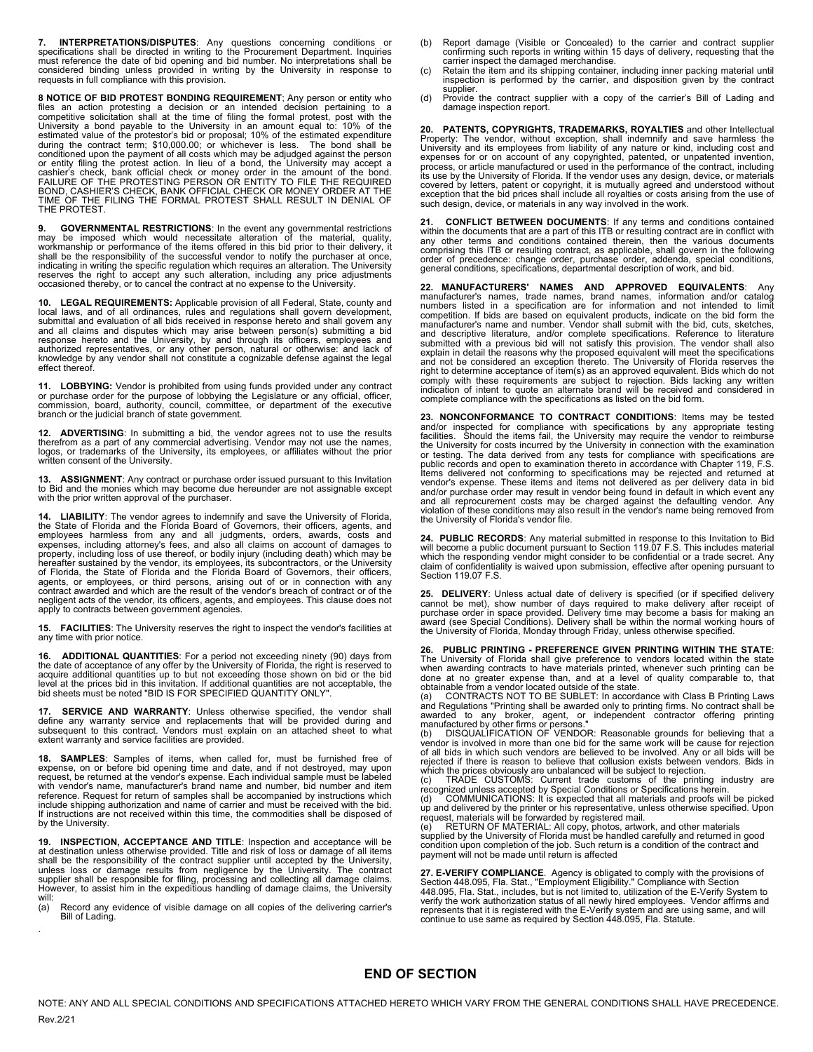**7. INTERPRETATIONS/DISPUTES**: Any questions concerning conditions or specifications shall be directed in writing to the Procurement Department. Inquiries must reference the date of bid opening and bid number. No interpretations shall be considered binding unless provided in writing by the University in response to requests in full compliance with this provision.

**8 NOTICE OF BID PROTEST BONDING REQUIREMENT**: Any person or entity who files an action protesting a decision or an intended decision pertaining to a competitive solicitation shall at the time of filing the formal protest, post with the University a bond payable to the University in an amount equal to: 10% of the estimated value of the protestor's bid or proposal; 10% of the estimated expenditure during the contract term; $10,000.00; or whichever is less. The bond shall be conditioned upon the payment of all costs which may be adjudged against the person or entity filing the protest action. In lieu of a bond, the University may accept a cashier's check, bank official check or money order in the amount of the bond. FAILURE OF THE PROTESTING PERSON OR ENTITY TO FILE THE REQUIRED BOND, CASHIER'S CHECK, BANK OFFICIAL CHECK OR MONEY ORDER AT THE TIME OF THE FILING THE FORMAL PROTEST SHALL RESULT IN DENIAL OF THE PROTEST.

**9. GOVERNMENTAL RESTRICTIONS**: In the event any governmental restrictions may be imposed which would necessitate alteration of the material, quality, workmanship or performance of the items offered in this bid prior to their delivery, it shall be the responsibility of the successful vendor to notify the purchaser at once, indicating in writing the specific regulation which requires an alteration. The University reserves the right to accept any such alteration, including any price adjustments occasioned thereby, or to cancel the contract at no expense to the University.

**10. LEGAL REQUIREMENTS:** Applicable provision of all Federal, State, county and local laws, and of all ordinances, rules and regulations shall govern development, submittal and evaluation of all bids received in response hereto and shall govern any and all claims and disputes which may arise between person(s) submitting a bid response hereto and the University, by and through its officers, employees and authorized representatives, or any other person, natural or otherwise: and lack of knowledge by any vendor shall not constitute a cognizable defense against the legal effect thereof.

**11. LOBBYING:** Vendor is prohibited from using funds provided under any contract or purchase order for the purpose of lobbying the Legislature or any official, officer, commission, board, authority, council, committee, or department of the executive branch or the judicial branch of state government.

**12. ADVERTISING**: In submitting a bid, the vendor agrees not to use the results therefrom as a part of any commercial advertising. Vendor may not use the names, logos, or trademarks of the University, its employees, or affiliates without the prior written consent of the University.

**13. ASSIGNMENT**: Any contract or purchase order issued pursuant to this Invitation to Bid and the monies which may become due hereunder are not assignable except with the prior written approval of the purchaser.

**14. LIABILITY**: The vendor agrees to indemnify and save the University of Florida, the State of Florida and the Florida Board of Governors, their officers, agents, and employees harmless from any and all judgments, orders, awards, costs and expenses, including attorney's fees, and also all claims on account of damages to property, including loss of use thereof, or bodily injury (including death) which may be hereafter sustained by the vendor, its employees, its subcontractors, or the University of Florida, the State of Florida and the Florida Board of Governors, their officers, agents, or employees, or third persons, arising out of or in connection with any contract awarded and which are the result of the vendor's breach of contract or of the negligent acts of the vendor, its officers, agents, and employees. This clause does not apply to contracts between government agencies.

**15. FACILITIES**: The University reserves the right to inspect the vendor's facilities at any time with prior notice.

**16. ADDITIONAL QUANTITIES**: For a period not exceeding ninety (90) days from the date of acceptance of any offer by the University of Florida, the right is reserved to acquire additional quantities up to but not exceeding those shown on bid or the bid level at the prices bid in this invitation. If additional quantities are not acceptable, the bid sheets must be noted "BID IS FOR SPECIFIED QUANTITY ONLY".

**17. SERVICE AND WARRANTY**: Unless otherwise specified, the vendor shall define any warranty service and replacements that will be provided during and subsequent to this contract. Vendors must explain on an attached sheet to what extent warranty and service facilities are provided.

**18. SAMPLES**: Samples of items, when called for, must be furnished free of expense, on or before bid opening time and date, and if not destroyed, may upon request, be returned at the vendor's expense. Each individual sample must be labeled with vendor's name, manufacturer's brand name and number, bid number and item reference. Request for return of samples shall be accompanied by instructions which include shipping authorization and name of carrier and must be received with the bid. If instructions are not received within this time, the commodities shall be disposed of by the University.

**19. INSPECTION, ACCEPTANCE AND TITLE**: Inspection and acceptance will be at destination unless otherwise provided. Title and risk of loss or damage of all items shall be the responsibility of the contract supplier until accepted by the University, unless loss or damage results from negligence by the University. The contract supplier shall be responsible for filing, processing and collecting all damage claims. However, to assist him in the expeditious handling of damage claims, the University will:

(a) Record any evidence of visible damage on all copies of the delivering carrier's Bill of Lading.
(b) Report damage (Visible or Concealed) to the carrier and contract supplier confirming such reports in writing within 15 days of delivery, requesting that the carrier inspect the damaged merchandise.
(c) Retain the item and its shipping container, including inner packing material until inspection is performed by the carrier, and disposition given by the contract supplier.
(d) Provide the contract supplier with a copy of the carrier's Bill of Lading and damage inspection report.

**20. PATENTS, COPYRIGHTS, TRADEMARKS, ROYALTIES** and other Intellectual Property: The vendor, without exception, shall indemnify and save harmless the University and its employees from liability of any nature or kind, including cost and expenses for or on account of any copyrighted, patented, or unpatented invention, process, or article manufactured or used in the performance of the contract, including its use by the University of Florida. If the vendor uses any design, device, or materials covered by letters, patent or copyright, it is mutually agreed and understood without exception that the bid prices shall include all royalties or costs arising from the use of such design, device, or materials in any way involved in the work.

**21. CONFLICT BETWEEN DOCUMENTS**: If any terms and conditions contained within the documents that are a part of this ITB or resulting contract are in conflict with any other terms and conditions contained therein, then the various documents comprising this ITB or resulting contract, as applicable, shall govern in the following order of precedence: change order, purchase order, addenda, special conditions, general conditions, specifications, departmental description of work, and bid.

**22. MANUFACTURERS' NAMES AND APPROVED EQUIVALENTS**: Any manufacturer's names, trade names, brand names, information and/or catalog numbers listed in a specification are for information and not intended to limit competition. If bids are based on equivalent products, indicate on the bid form the manufacturer's name and number. Vendor shall submit with the bid, cuts, sketches, and descriptive literature, and/or complete specifications. Reference to literature submitted with a previous bid will not satisfy this provision. The vendor shall also explain in detail the reasons why the proposed equivalent will meet the specifications and not be considered an exception thereto. The University of Florida reserves the right to determine acceptance of item(s) as an approved equivalent. Bids which do not comply with these requirements are subject to rejection. Bids lacking any written indication of intent to quote an alternate brand will be received and considered in complete compliance with the specifications as listed on the bid form.

**23. NONCONFORMANCE TO CONTRACT CONDITIONS**: Items may be tested and/or inspected for compliance with specifications by any appropriate testing facilities. Should the items fail, the University may require the vendor to reimburse the University for costs incurred by the University in connection with the examination or testing. The data derived from any tests for compliance with specifications are public records and open to examination thereto in accordance with Chapter 119, F.S. Items delivered not conforming to specifications may be rejected and returned at vendor's expense. These items and items not delivered as per delivery data in bid and/or purchase order may result in vendor being found in default in which event any and all reprocurement costs may be charged against the defaulting vendor. Any violation of these conditions may also result in the vendor's name being removed from the University of Florida's vendor file.

**24. PUBLIC RECORDS**: Any material submitted in response to this Invitation to Bid will become a public document pursuant to Section 119.07 F.S. This includes material which the responding vendor might consider to be confidential or a trade secret. Any claim of confidentiality is waived upon submission, effective after opening pursuant to Section 119.07 F.S.

**25. DELIVERY**: Unless actual date of delivery is specified (or if specified delivery cannot be met), show number of days required to make delivery after receipt of purchase order in space provided. Delivery time may become a basis for making an award (see Special Conditions). Delivery shall be within the normal working hours of the University of Florida, Monday through Friday, unless otherwise specified.

**26. PUBLIC PRINTING - PREFERENCE GIVEN PRINTING WITHIN THE STATE**: The University of Florida shall give preference to vendors located within the state when awarding contracts to have materials printed, whenever such printing can be done at no greater expense than, and at a level of quality comparable to, that obtainable from a vendor located outside of the state.

(a) CONTRACTS NOT TO BE SUBLET: In accordance with Class B Printing Laws and Regulations "Printing shall be awarded only to printing firms. No contract shall be awarded to any broker, agent, or independent contractor offering printing manufactured by other firms or persons."
(b) DISQUALIFICATION OF VENDOR: Reasonable grounds for believing that a vendor is involved in more than one bid for the same work will be cause for rejection of all bids in which such vendors are believed to be involved. Any or all bids will be rejected if there is reason to believe that collusion exists between vendors. Bids in which the prices obviously are unbalanced will be subject to rejection.
(c) TRADE CUSTOMS: Current trade customs of the printing industry are recognized unless accepted by Special Conditions or Specifications herein.
(d) COMMUNICATIONS: It is expected that all materials and proofs will be picked up and delivered by the printer or his representative, unless otherwise specified. Upon request, materials will be forwarded by registered mail.
(e) RETURN OF MATERIAL: All copy, photos, artwork, and other materials supplied by the University of Florida must be handled carefully and returned in good condition upon completion of the job. Such return is a condition of the contract and payment will not be made until return is affected

**27. E-VERIFY COMPLIANCE**. Agency is obligated to comply with the provisions of Section 448.095, Fla. Stat., "Employment Eligibility." Compliance with Section 448.095, Fla. Stat., includes, but is not limited to, utilization of the E-Verify System to verify the work authorization status of all newly hired employees. Vendor affirms and represents that it is registered with the E-Verify system and are using same, and will continue to use same as required by Section 448.095, Fla. Statute.

## END OF SECTION

NOTE: ANY AND ALL SPECIAL CONDITIONS AND SPECIFICATIONS ATTACHED HERETO WHICH VARY FROM THE GENERAL CONDITIONS SHALL HAVE PRECEDENCE.

Rev.2/21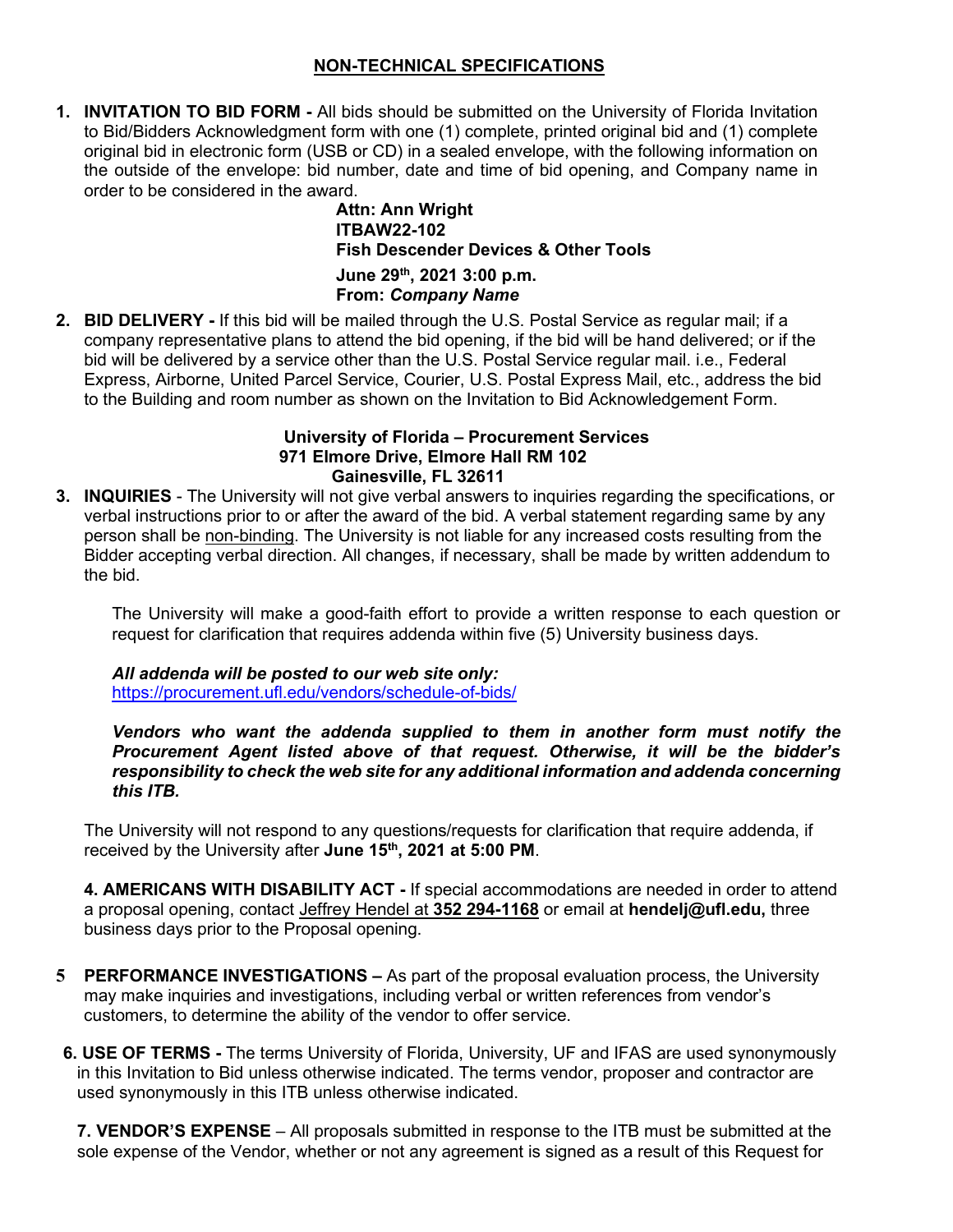## NON-TECHNICAL SPECIFICATIONS

1. **INVITATION TO BID FORM -** All bids should be submitted on the University of Florida Invitation to Bid/Bidders Acknowledgment form with one (1) complete, printed original bid and (1) complete original bid in electronic form (USB or CD) in a sealed envelope, with the following information on the outside of the envelope: bid number, date and time of bid opening, and Company name in order to be considered in the award.

   **Attn: Ann Wright**
   **ITBAW22-102**
   **Fish Descender Devices & Other Tools**
   **June 29th, 2021 3:00 p.m.**
   **From: *Company Name***

2. **BID DELIVERY -** If this bid will be mailed through the U.S. Postal Service as regular mail; if a company representative plans to attend the bid opening, if the bid will be hand delivered; or if the bid will be delivered by a service other than the U.S. Postal Service regular mail. i.e., Federal Express, Airborne, United Parcel Service, Courier, U.S. Postal Express Mail, etc., address the bid to the Building and room number as shown on the Invitation to Bid Acknowledgement Form.

   **University of Florida – Procurement Services**
   **971 Elmore Drive, Elmore Hall RM 102**
   **Gainesville, FL 32611**

3. **INQUIRIES** - The University will not give verbal answers to inquiries regarding the specifications, or verbal instructions prior to or after the award of the bid. A verbal statement regarding same by any person shall be non-binding. The University is not liable for any increased costs resulting from the Bidder accepting verbal direction. All changes, if necessary, shall be made by written addendum to the bid.

   The University will make a good-faith effort to provide a written response to each question or request for clarification that requires addenda within five (5) University business days.

   ***All addenda will be posted to our web site only:***
   https://procurement.ufl.edu/vendors/schedule-of-bids/

   ***Vendors who want the addenda supplied to them in another form must notify the Procurement Agent listed above of that request. Otherwise, it will be the bidder's responsibility to check the web site for any additional information and addenda concerning this ITB.***

   The University will not respond to any questions/requests for clarification that require addenda, if received by the University after **June 15th, 2021 at 5:00 PM**.

4. **AMERICANS WITH DISABILITY ACT -** If special accommodations are needed in order to attend a proposal opening, contact Jeffrey Hendel at **352 294-1168** or email at **hendelj@ufl.edu,** three business days prior to the Proposal opening.

5. **PERFORMANCE INVESTIGATIONS –** As part of the proposal evaluation process, the University may make inquiries and investigations, including verbal or written references from vendor's customers, to determine the ability of the vendor to offer service.

6. **USE OF TERMS -** The terms University of Florida, University, UF and IFAS are used synonymously in this Invitation to Bid unless otherwise indicated. The terms vendor, proposer and contractor are used synonymously in this ITB unless otherwise indicated.

7. **VENDOR'S EXPENSE** – All proposals submitted in response to the ITB must be submitted at the sole expense of the Vendor, whether or not any agreement is signed as a result of this Request for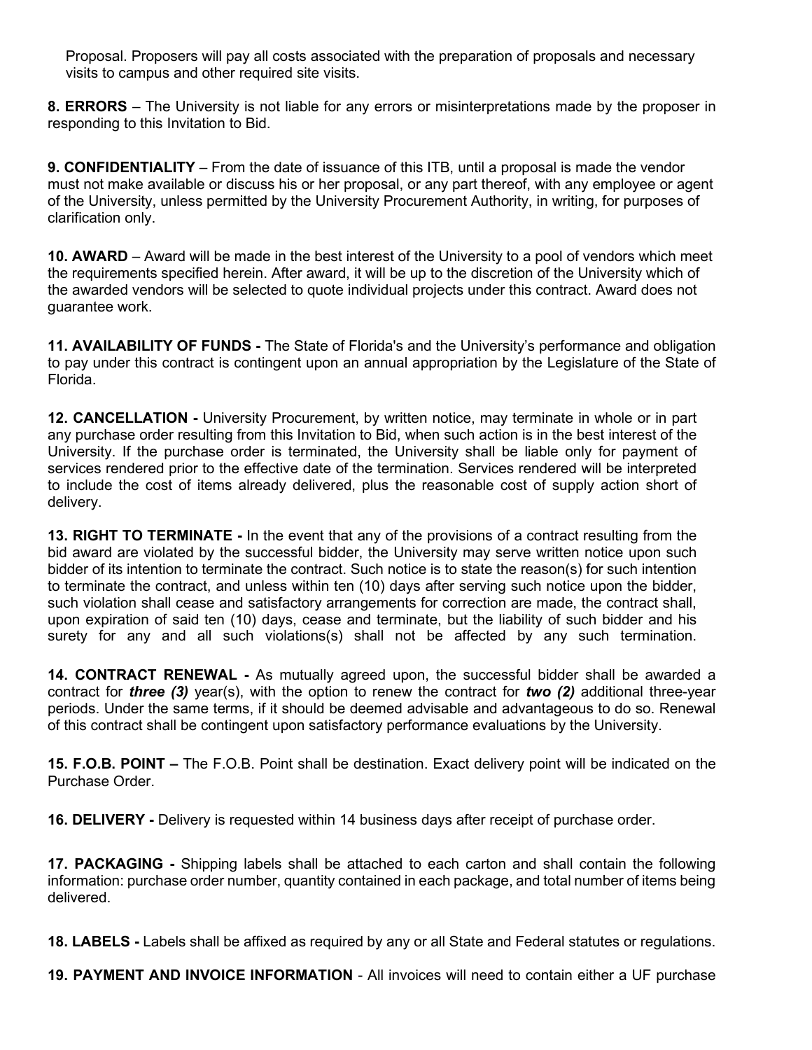Proposal. Proposers will pay all costs associated with the preparation of proposals and necessary visits to campus and other required site visits.

**8. ERRORS** – The University is not liable for any errors or misinterpretations made by the proposer in responding to this Invitation to Bid.

**9. CONFIDENTIALITY** – From the date of issuance of this ITB, until a proposal is made the vendor must not make available or discuss his or her proposal, or any part thereof, with any employee or agent of the University, unless permitted by the University Procurement Authority, in writing, for purposes of clarification only.

**10. AWARD** – Award will be made in the best interest of the University to a pool of vendors which meet the requirements specified herein. After award, it will be up to the discretion of the University which of the awarded vendors will be selected to quote individual projects under this contract. Award does not guarantee work.

**11. AVAILABILITY OF FUNDS -** The State of Florida's and the University's performance and obligation to pay under this contract is contingent upon an annual appropriation by the Legislature of the State of Florida.

**12. CANCELLATION -** University Procurement, by written notice, may terminate in whole or in part any purchase order resulting from this Invitation to Bid, when such action is in the best interest of the University. If the purchase order is terminated, the University shall be liable only for payment of services rendered prior to the effective date of the termination. Services rendered will be interpreted to include the cost of items already delivered, plus the reasonable cost of supply action short of delivery.

**13. RIGHT TO TERMINATE -** In the event that any of the provisions of a contract resulting from the bid award are violated by the successful bidder, the University may serve written notice upon such bidder of its intention to terminate the contract. Such notice is to state the reason(s) for such intention to terminate the contract, and unless within ten (10) days after serving such notice upon the bidder, such violation shall cease and satisfactory arrangements for correction are made, the contract shall, upon expiration of said ten (10) days, cease and terminate, but the liability of such bidder and his surety for any and all such violations(s) shall not be affected by any such termination.

**14. CONTRACT RENEWAL -** As mutually agreed upon, the successful bidder shall be awarded a contract for ***three (3)*** year(s), with the option to renew the contract for ***two (2)*** additional three-year periods. Under the same terms, if it should be deemed advisable and advantageous to do so. Renewal of this contract shall be contingent upon satisfactory performance evaluations by the University.

**15. F.O.B. POINT –** The F.O.B. Point shall be destination. Exact delivery point will be indicated on the Purchase Order.

**16. DELIVERY -** Delivery is requested within 14 business days after receipt of purchase order.

**17. PACKAGING -** Shipping labels shall be attached to each carton and shall contain the following information: purchase order number, quantity contained in each package, and total number of items being delivered.

**18. LABELS -** Labels shall be affixed as required by any or all State and Federal statutes or regulations.

**19. PAYMENT AND INVOICE INFORMATION** - All invoices will need to contain either a UF purchase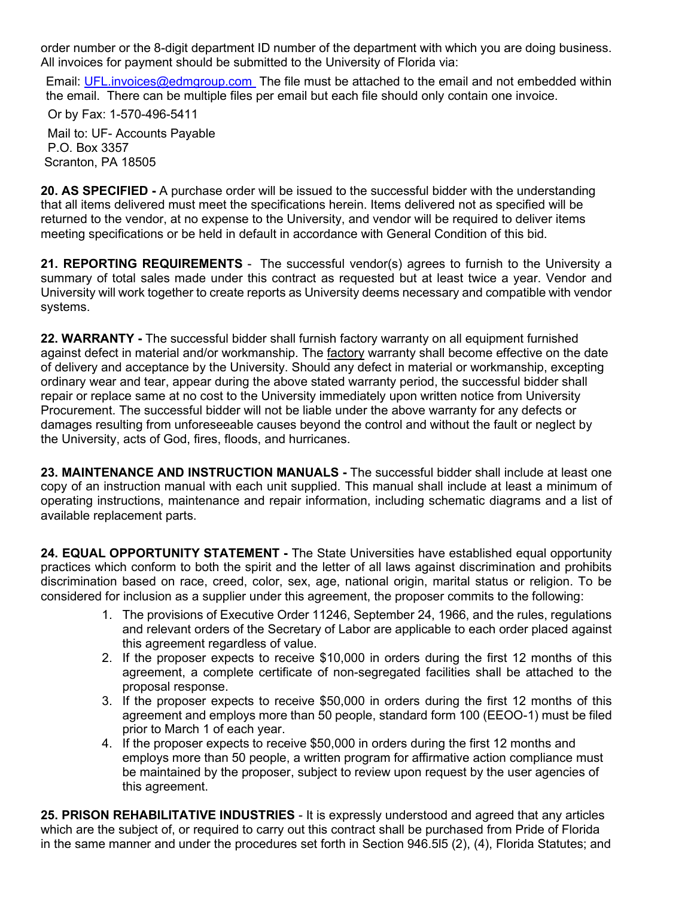order number or the 8-digit department ID number of the department with which you are doing business. All invoices for payment should be submitted to the University of Florida via:

Email: UFL.invoices@edmgroup.com The file must be attached to the email and not embedded within the email. There can be multiple files per email but each file should only contain one invoice.

Or by Fax: 1-570-496-5411

Mail to: UF- Accounts Payable
P.O. Box 3357
Scranton, PA 18505

**20. AS SPECIFIED -** A purchase order will be issued to the successful bidder with the understanding that all items delivered must meet the specifications herein. Items delivered not as specified will be returned to the vendor, at no expense to the University, and vendor will be required to deliver items meeting specifications or be held in default in accordance with General Condition of this bid.

**21. REPORTING REQUIREMENTS** - The successful vendor(s) agrees to furnish to the University a summary of total sales made under this contract as requested but at least twice a year. Vendor and University will work together to create reports as University deems necessary and compatible with vendor systems.

**22. WARRANTY -** The successful bidder shall furnish factory warranty on all equipment furnished against defect in material and/or workmanship. The factory warranty shall become effective on the date of delivery and acceptance by the University. Should any defect in material or workmanship, excepting ordinary wear and tear, appear during the above stated warranty period, the successful bidder shall repair or replace same at no cost to the University immediately upon written notice from University Procurement. The successful bidder will not be liable under the above warranty for any defects or damages resulting from unforeseeable causes beyond the control and without the fault or neglect by the University, acts of God, fires, floods, and hurricanes.

**23. MAINTENANCE AND INSTRUCTION MANUALS -** The successful bidder shall include at least one copy of an instruction manual with each unit supplied. This manual shall include at least a minimum of operating instructions, maintenance and repair information, including schematic diagrams and a list of available replacement parts.

**24. EQUAL OPPORTUNITY STATEMENT -** The State Universities have established equal opportunity practices which conform to both the spirit and the letter of all laws against discrimination and prohibits discrimination based on race, creed, color, sex, age, national origin, marital status or religion. To be considered for inclusion as a supplier under this agreement, the proposer commits to the following:

1. The provisions of Executive Order 11246, September 24, 1966, and the rules, regulations and relevant orders of the Secretary of Labor are applicable to each order placed against this agreement regardless of value.
2. If the proposer expects to receive $10,000 in orders during the first 12 months of this agreement, a complete certificate of non-segregated facilities shall be attached to the proposal response.
3. If the proposer expects to receive $50,000 in orders during the first 12 months of this agreement and employs more than 50 people, standard form 100 (EEOO-1) must be filed prior to March 1 of each year.
4. If the proposer expects to receive $50,000 in orders during the first 12 months and employs more than 50 people, a written program for affirmative action compliance must be maintained by the proposer, subject to review upon request by the user agencies of this agreement.

**25. PRISON REHABILITATIVE INDUSTRIES** - It is expressly understood and agreed that any articles which are the subject of, or required to carry out this contract shall be purchased from Pride of Florida in the same manner and under the procedures set forth in Section 946.5l5 (2), (4), Florida Statutes; and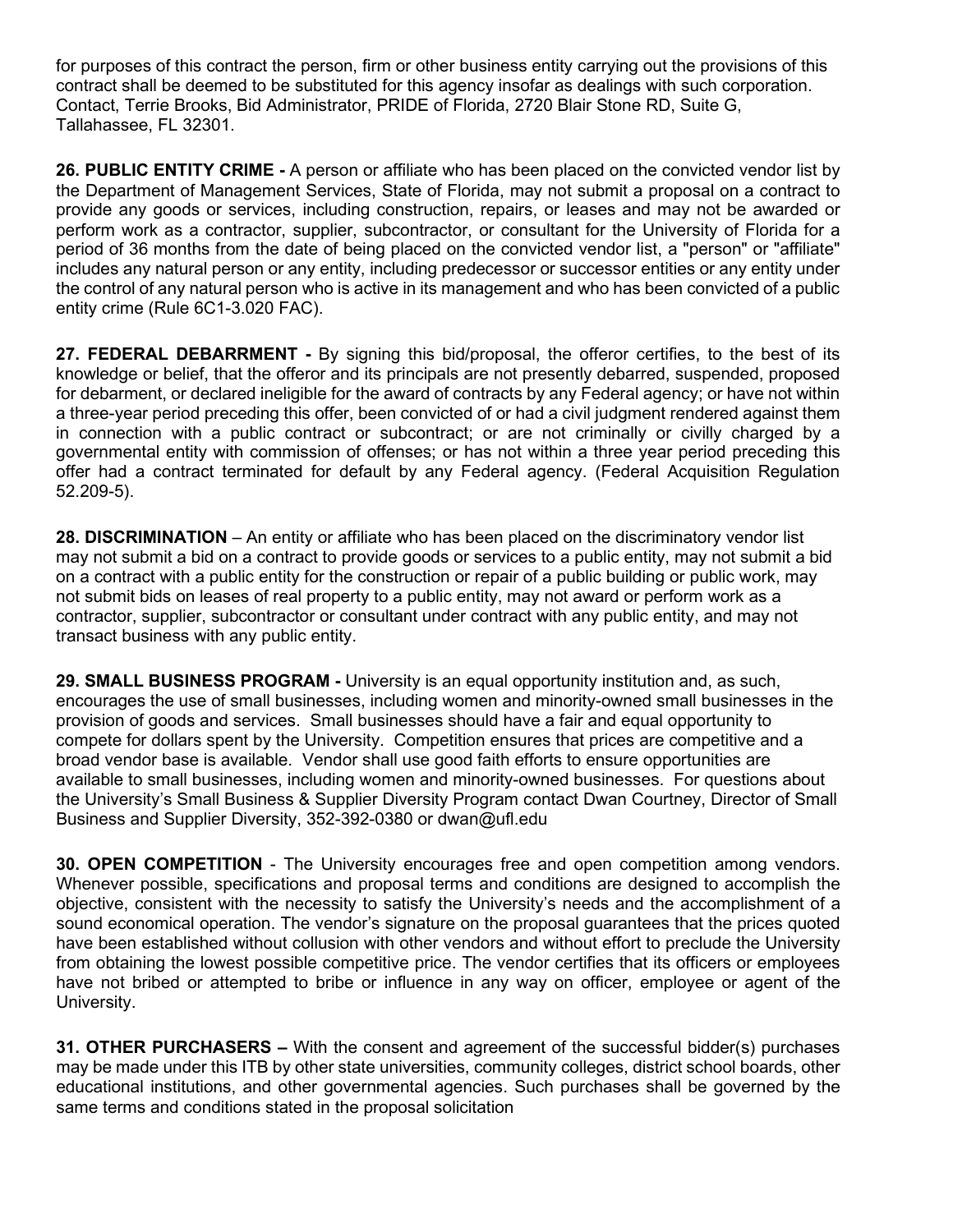for purposes of this contract the person, firm or other business entity carrying out the provisions of this contract shall be deemed to be substituted for this agency insofar as dealings with such corporation. Contact, Terrie Brooks, Bid Administrator, PRIDE of Florida, 2720 Blair Stone RD, Suite G, Tallahassee, FL 32301.

**26. PUBLIC ENTITY CRIME -** A person or affiliate who has been placed on the convicted vendor list by the Department of Management Services, State of Florida, may not submit a proposal on a contract to provide any goods or services, including construction, repairs, or leases and may not be awarded or perform work as a contractor, supplier, subcontractor, or consultant for the University of Florida for a period of 36 months from the date of being placed on the convicted vendor list, a "person" or "affiliate" includes any natural person or any entity, including predecessor or successor entities or any entity under the control of any natural person who is active in its management and who has been convicted of a public entity crime (Rule 6C1-3.020 FAC).

**27. FEDERAL DEBARRMENT -** By signing this bid/proposal, the offeror certifies, to the best of its knowledge or belief, that the offeror and its principals are not presently debarred, suspended, proposed for debarment, or declared ineligible for the award of contracts by any Federal agency; or have not within a three-year period preceding this offer, been convicted of or had a civil judgment rendered against them in connection with a public contract or subcontract; or are not criminally or civilly charged by a governmental entity with commission of offenses; or has not within a three year period preceding this offer had a contract terminated for default by any Federal agency. (Federal Acquisition Regulation 52.209-5).

**28. DISCRIMINATION** – An entity or affiliate who has been placed on the discriminatory vendor list may not submit a bid on a contract to provide goods or services to a public entity, may not submit a bid on a contract with a public entity for the construction or repair of a public building or public work, may not submit bids on leases of real property to a public entity, may not award or perform work as a contractor, supplier, subcontractor or consultant under contract with any public entity, and may not transact business with any public entity.

**29. SMALL BUSINESS PROGRAM -** University is an equal opportunity institution and, as such, encourages the use of small businesses, including women and minority-owned small businesses in the provision of goods and services. Small businesses should have a fair and equal opportunity to compete for dollars spent by the University. Competition ensures that prices are competitive and a broad vendor base is available. Vendor shall use good faith efforts to ensure opportunities are available to small businesses, including women and minority-owned businesses. For questions about the University's Small Business & Supplier Diversity Program contact Dwan Courtney, Director of Small Business and Supplier Diversity, 352-392-0380 or dwan@ufl.edu

**30. OPEN COMPETITION** - The University encourages free and open competition among vendors. Whenever possible, specifications and proposal terms and conditions are designed to accomplish the objective, consistent with the necessity to satisfy the University's needs and the accomplishment of a sound economical operation. The vendor's signature on the proposal guarantees that the prices quoted have been established without collusion with other vendors and without effort to preclude the University from obtaining the lowest possible competitive price. The vendor certifies that its officers or employees have not bribed or attempted to bribe or influence in any way on officer, employee or agent of the University.

**31. OTHER PURCHASERS –** With the consent and agreement of the successful bidder(s) purchases may be made under this ITB by other state universities, community colleges, district school boards, other educational institutions, and other governmental agencies. Such purchases shall be governed by the same terms and conditions stated in the proposal solicitation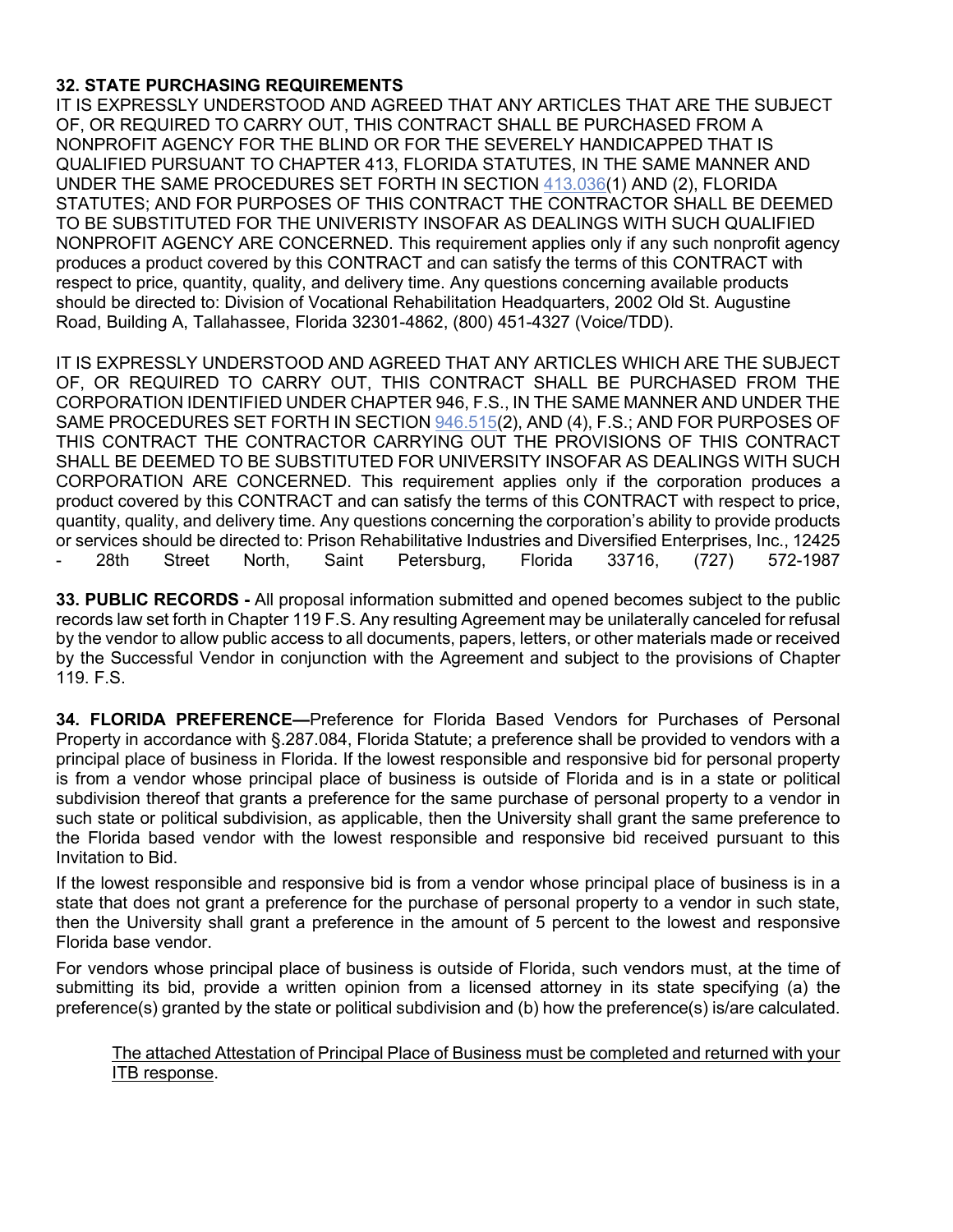**32. STATE PURCHASING REQUIREMENTS**

IT IS EXPRESSLY UNDERSTOOD AND AGREED THAT ANY ARTICLES THAT ARE THE SUBJECT OF, OR REQUIRED TO CARRY OUT, THIS CONTRACT SHALL BE PURCHASED FROM A NONPROFIT AGENCY FOR THE BLIND OR FOR THE SEVERELY HANDICAPPED THAT IS QUALIFIED PURSUANT TO CHAPTER 413, FLORIDA STATUTES, IN THE SAME MANNER AND UNDER THE SAME PROCEDURES SET FORTH IN SECTION 413.036(1) AND (2), FLORIDA STATUTES; AND FOR PURPOSES OF THIS CONTRACT THE CONTRACTOR SHALL BE DEEMED TO BE SUBSTITUTED FOR THE UNIVERISTY INSOFAR AS DEALINGS WITH SUCH QUALIFIED NONPROFIT AGENCY ARE CONCERNED. This requirement applies only if any such nonprofit agency produces a product covered by this CONTRACT and can satisfy the terms of this CONTRACT with respect to price, quantity, quality, and delivery time. Any questions concerning available products should be directed to: Division of Vocational Rehabilitation Headquarters, 2002 Old St. Augustine Road, Building A, Tallahassee, Florida 32301-4862, (800) 451-4327 (Voice/TDD).

IT IS EXPRESSLY UNDERSTOOD AND AGREED THAT ANY ARTICLES WHICH ARE THE SUBJECT OF, OR REQUIRED TO CARRY OUT, THIS CONTRACT SHALL BE PURCHASED FROM THE CORPORATION IDENTIFIED UNDER CHAPTER 946, F.S., IN THE SAME MANNER AND UNDER THE SAME PROCEDURES SET FORTH IN SECTION 946.515(2), AND (4), F.S.; AND FOR PURPOSES OF THIS CONTRACT THE CONTRACTOR CARRYING OUT THE PROVISIONS OF THIS CONTRACT SHALL BE DEEMED TO BE SUBSTITUTED FOR UNIVERSITY INSOFAR AS DEALINGS WITH SUCH CORPORATION ARE CONCERNED. This requirement applies only if the corporation produces a product covered by this CONTRACT and can satisfy the terms of this CONTRACT with respect to price, quantity, quality, and delivery time. Any questions concerning the corporation's ability to provide products or services should be directed to: Prison Rehabilitative Industries and Diversified Enterprises, Inc., 12425 - 28th Street North, Saint Petersburg, Florida 33716, (727) 572-1987

**33. PUBLIC RECORDS -** All proposal information submitted and opened becomes subject to the public records law set forth in Chapter 119 F.S. Any resulting Agreement may be unilaterally canceled for refusal by the vendor to allow public access to all documents, papers, letters, or other materials made or received by the Successful Vendor in conjunction with the Agreement and subject to the provisions of Chapter 119. F.S.

**34. FLORIDA PREFERENCE—**Preference for Florida Based Vendors for Purchases of Personal Property in accordance with §.287.084, Florida Statute; a preference shall be provided to vendors with a principal place of business in Florida. If the lowest responsible and responsive bid for personal property is from a vendor whose principal place of business is outside of Florida and is in a state or political subdivision thereof that grants a preference for the same purchase of personal property to a vendor in such state or political subdivision, as applicable, then the University shall grant the same preference to the Florida based vendor with the lowest responsible and responsive bid received pursuant to this Invitation to Bid.

If the lowest responsible and responsive bid is from a vendor whose principal place of business is in a state that does not grant a preference for the purchase of personal property to a vendor in such state, then the University shall grant a preference in the amount of 5 percent to the lowest and responsive Florida base vendor.

For vendors whose principal place of business is outside of Florida, such vendors must, at the time of submitting its bid, provide a written opinion from a licensed attorney in its state specifying (a) the preference(s) granted by the state or political subdivision and (b) how the preference(s) is/are calculated.

The attached Attestation of Principal Place of Business must be completed and returned with your ITB response.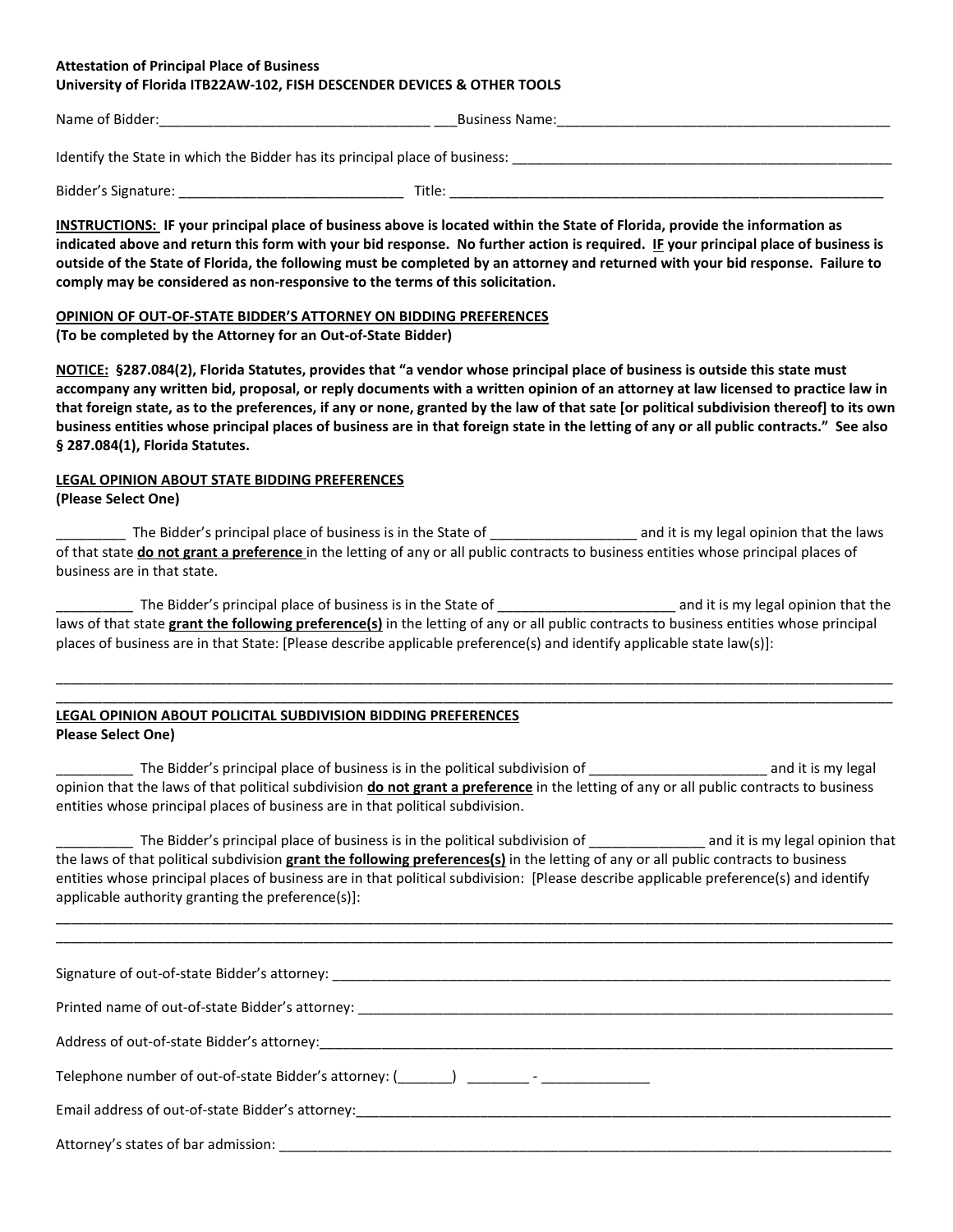**Attestation of Principal Place of Business**
**University of Florida ITB22AW-102, FISH DESCENDER DEVICES & OTHER TOOLS**

Name of Bidder:___________________________________ ___Business Name:____________________________________________

Identify the State in which the Bidder has its principal place of business: __________________________________________________

Bidder's Signature: _____________________________ Title: __________________________________________________________

**<u>INSTRUCTIONS:</u> IF your principal place of business above is located within the State of Florida, provide the information as indicated above and return this form with your bid response. No further action is required. <u>IF</u> your principal place of business is outside of the State of Florida, the following must be completed by an attorney and returned with your bid response. Failure to comply may be considered as non-responsive to the terms of this solicitation.**

**<u>OPINION OF OUT-OF-STATE BIDDER'S ATTORNEY ON BIDDING PREFERENCES</u>**
**(To be completed by the Attorney for an Out-of-State Bidder)**

**<u>NOTICE:</u> §287.084(2), Florida Statutes, provides that "a vendor whose principal place of business is outside this state must accompany any written bid, proposal, or reply documents with a written opinion of an attorney at law licensed to practice law in that foreign state, as to the preferences, if any or none, granted by the law of that sate [or political subdivision thereof] to its own business entities whose principal places of business are in that foreign state in the letting of any or all public contracts." See also § 287.084(1), Florida Statutes.**

**<u>LEGAL OPINION ABOUT STATE BIDDING PREFERENCES</u>**
**(Please Select One)**

_________ The Bidder's principal place of business is in the State of ___________________ and it is my legal opinion that the laws of that state **<u>do not grant a preference</u>** in the letting of any or all public contracts to business entities whose principal places of business are in that state.

__________ The Bidder's principal place of business is in the State of _______________________ and it is my legal opinion that the laws of that state **<u>grant the following preference(s)</u>** in the letting of any or all public contracts to business entities whose principal places of business are in that State: [Please describe applicable preference(s) and identify applicable state law(s)]:

______________________________________________________________________________________________________________
______________________________________________________________________________________________________________

**<u>LEGAL OPINION ABOUT POLICITAL SUBDIVISION BIDDING PREFERENCES</u>**
**Please Select One)**

__________ The Bidder's principal place of business is in the political subdivision of _______________________ and it is my legal opinion that the laws of that political subdivision **<u>do not grant a preference</u>** in the letting of any or all public contracts to business entities whose principal places of business are in that political subdivision.

__________ The Bidder's principal place of business is in the political subdivision of _______________ and it is my legal opinion that the laws of that political subdivision **<u>grant the following preferences(s)</u>** in the letting of any or all public contracts to business entities whose principal places of business are in that political subdivision: [Please describe applicable preference(s) and identify applicable authority granting the preference(s)]:

______________________________________________________________________________________________________________
______________________________________________________________________________________________________________

Signature of out-of-state Bidder's attorney: ___________________________________________________________________________

Printed name of out-of-state Bidder's attorney: _________________________________________________________________________

Address of out-of-state Bidder's attorney:______________________________________________________________________________

Telephone number of out-of-state Bidder's attorney: (_______) ________ - ______________

Email address of out-of-state Bidder's attorney:_________________________________________________________________________

Attorney's states of bar admission: ___________________________________________________________________________________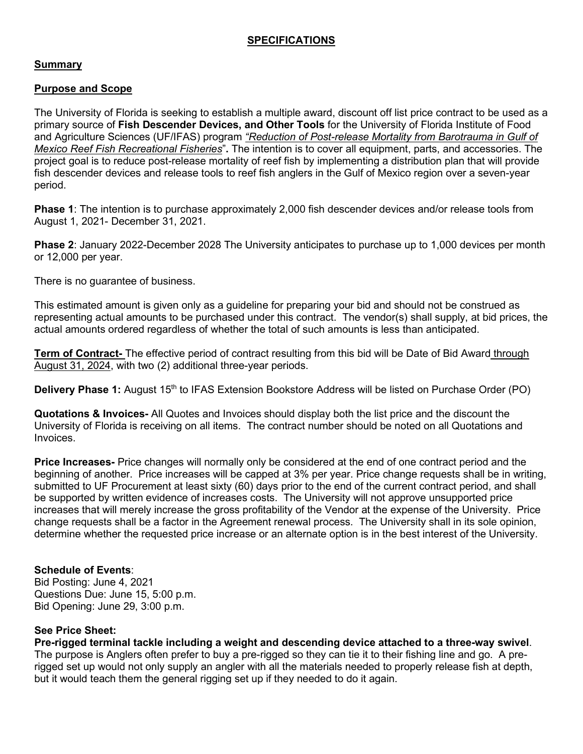## SPECIFICATIONS

### Summary

### Purpose and Scope

The University of Florida is seeking to establish a multiple award, discount off list price contract to be used as a primary source of **Fish Descender Devices, and Other Tools** for the University of Florida Institute of Food and Agriculture Sciences (UF/IFAS) program *"Reduction of Post-release Mortality from Barotrauma in Gulf of Mexico Reef Fish Recreational Fisheries"***.** The intention is to cover all equipment, parts, and accessories. The project goal is to reduce post-release mortality of reef fish by implementing a distribution plan that will provide fish descender devices and release tools to reef fish anglers in the Gulf of Mexico region over a seven-year period.

**Phase 1**: The intention is to purchase approximately 2,000 fish descender devices and/or release tools from August 1, 2021- December 31, 2021.

**Phase 2**: January 2022-December 2028 The University anticipates to purchase up to 1,000 devices per month or 12,000 per year.

There is no guarantee of business.

This estimated amount is given only as a guideline for preparing your bid and should not be construed as representing actual amounts to be purchased under this contract. The vendor(s) shall supply, at bid prices, the actual amounts ordered regardless of whether the total of such amounts is less than anticipated.

**Term of Contract-** The effective period of contract resulting from this bid will be Date of Bid Award through August 31, 2024, with two (2) additional three-year periods.

**Delivery Phase 1:** August 15th to IFAS Extension Bookstore Address will be listed on Purchase Order (PO)

**Quotations & Invoices-** All Quotes and Invoices should display both the list price and the discount the University of Florida is receiving on all items. The contract number should be noted on all Quotations and Invoices.

**Price Increases-** Price changes will normally only be considered at the end of one contract period and the beginning of another. Price increases will be capped at 3% per year. Price change requests shall be in writing, submitted to UF Procurement at least sixty (60) days prior to the end of the current contract period, and shall be supported by written evidence of increases costs. The University will not approve unsupported price increases that will merely increase the gross profitability of the Vendor at the expense of the University. Price change requests shall be a factor in the Agreement renewal process. The University shall in its sole opinion, determine whether the requested price increase or an alternate option is in the best interest of the University.

**Schedule of Events**:
Bid Posting: June 4, 2021
Questions Due: June 15, 5:00 p.m.
Bid Opening: June 29, 3:00 p.m.

**See Price Sheet:**
**Pre-rigged terminal tackle including a weight and descending device attached to a three-way swivel**. The purpose is Anglers often prefer to buy a pre-rigged so they can tie it to their fishing line and go. A pre-rigged set up would not only supply an angler with all the materials needed to properly release fish at depth, but it would teach them the general rigging set up if they needed to do it again.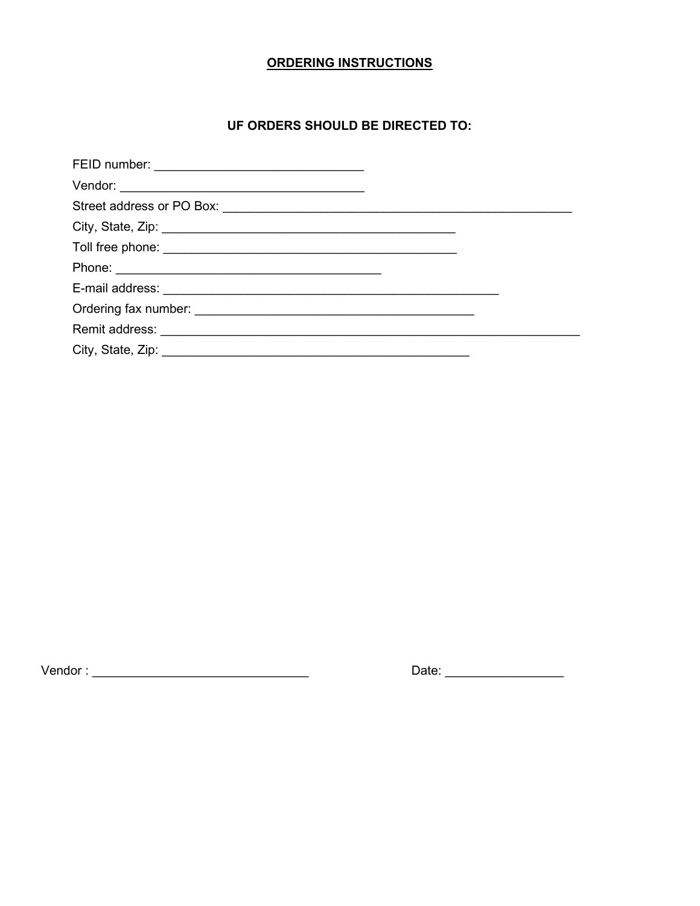## ORDERING INSTRUCTIONS

### UF ORDERS SHOULD BE DIRECTED TO:

FEID number: ______________________________

Vendor: ___________________________________

Street address or PO Box: ___________________________________________________

City, State, Zip: ___________________________________________

Toll free phone: ___________________________________________

Phone: _______________________________________

E-mail address: __________________________________________________

Ordering fax number: _________________________________________

Remit address: _____________________________________________________________

City, State, Zip: _____________________________________________

Vendor : _______________________________ Date: _________________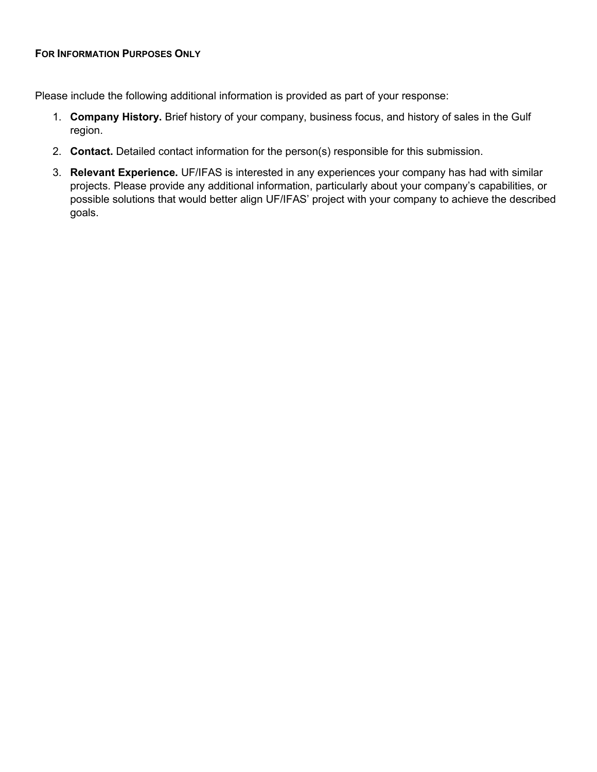**FOR INFORMATION PURPOSES ONLY**

Please include the following additional information is provided as part of your response:

1. **Company History.** Brief history of your company, business focus, and history of sales in the Gulf region.
2. **Contact.** Detailed contact information for the person(s) responsible for this submission.
3. **Relevant Experience.** UF/IFAS is interested in any experiences your company has had with similar projects. Please provide any additional information, particularly about your company's capabilities, or possible solutions that would better align UF/IFAS' project with your company to achieve the described goals.